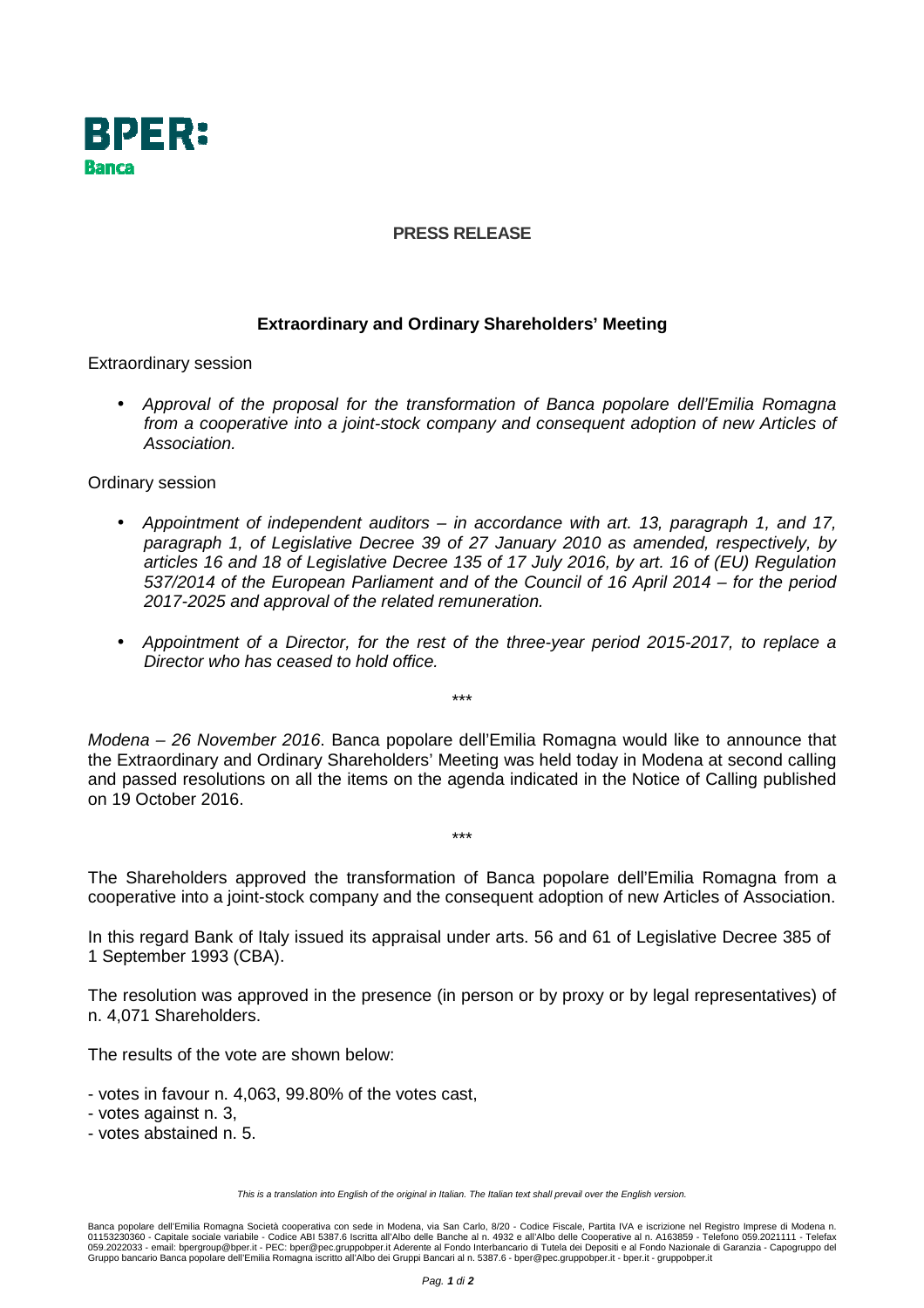BPER:
Banca

## PRESS RELEASE

### Extraordinary and Ordinary Shareholders' Meeting

Extraordinary session

- *Approval of the proposal for the transformation of Banca popolare dell'Emilia Romagna from a cooperative into a joint-stock company and consequent adoption of new Articles of Association.*

Ordinary session

- *Appointment of independent auditors – in accordance with art. 13, paragraph 1, and 17, paragraph 1, of Legislative Decree 39 of 27 January 2010 as amended, respectively, by articles 16 and 18 of Legislative Decree 135 of 17 July 2016, by art. 16 of (EU) Regulation 537/2014 of the European Parliament and of the Council of 16 April 2014 – for the period 2017-2025 and approval of the related remuneration.*

- *Appointment of a Director, for the rest of the three-year period 2015-2017, to replace a Director who has ceased to hold office.*

\*\*\*

*Modena – 26 November 2016*. Banca popolare dell'Emilia Romagna would like to announce that the Extraordinary and Ordinary Shareholders' Meeting was held today in Modena at second calling and passed resolutions on all the items on the agenda indicated in the Notice of Calling published on 19 October 2016.

\*\*\*

The Shareholders approved the transformation of Banca popolare dell'Emilia Romagna from a cooperative into a joint-stock company and the consequent adoption of new Articles of Association.

In this regard Bank of Italy issued its appraisal under arts. 56 and 61 of Legislative Decree 385 of 1 September 1993 (CBA).

The resolution was approved in the presence (in person or by proxy or by legal representatives) of n. 4,071 Shareholders.

The results of the vote are shown below:

- votes in favour n. 4,063, 99.80% of the votes cast,
- votes against n. 3,
- votes abstained n. 5.

*This is a translation into English of the original in Italian. The Italian text shall prevail over the English version.*

Banca popolare dell'Emilia Romagna Società cooperativa con sede in Modena, via San Carlo, 8/20 - Codice Fiscale, Partita IVA e iscrizione nel Registro Imprese di Modena n. 01153230360 - Capitale sociale variabile - Codice ABI 5387.6 Iscritta all'Albo delle Banche al n. 4932 e all'Albo delle Cooperative al n. A163859 - Telefono 059.2021111 - Telefax 059.2022033 - email: bpergroup@bper.it - PEC: bper@pec.gruppobper.it Aderente al Fondo Interbancario di Tutela dei Depositi e al Fondo Nazionale di Garanzia - Capogruppo del Gruppo bancario Banca popolare dell'Emilia Romagna iscritto all'Albo dei Gruppi Bancari al n. 5387.6 - bper@pec.gruppobper.it - bper.it - gruppobper.it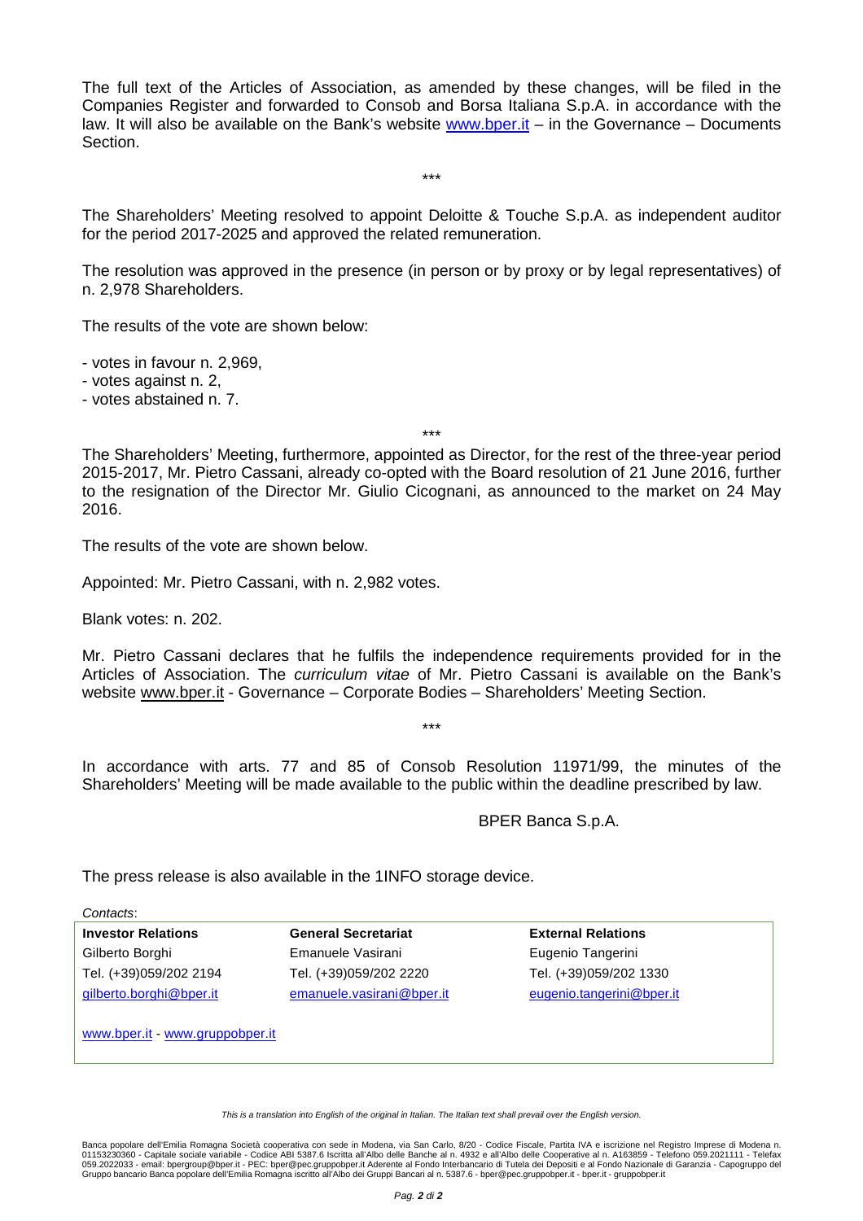The full text of the Articles of Association, as amended by these changes, will be filed in the Companies Register and forwarded to Consob and Borsa Italiana S.p.A. in accordance with the law. It will also be available on the Bank's website www.bper.it – in the Governance – Documents Section.

\*\*\*

The Shareholders' Meeting resolved to appoint Deloitte & Touche S.p.A. as independent auditor for the period 2017-2025 and approved the related remuneration.

The resolution was approved in the presence (in person or by proxy or by legal representatives) of n. 2,978 Shareholders.

The results of the vote are shown below:

- votes in favour n. 2,969,
- votes against n. 2,
- votes abstained n. 7.

\*\*\*

The Shareholders' Meeting, furthermore, appointed as Director, for the rest of the three-year period 2015-2017, Mr. Pietro Cassani, already co-opted with the Board resolution of 21 June 2016, further to the resignation of the Director Mr. Giulio Cicognani, as announced to the market on 24 May 2016.

The results of the vote are shown below.

Appointed: Mr. Pietro Cassani, with n. 2,982 votes.

Blank votes: n. 202.

Mr. Pietro Cassani declares that he fulfils the independence requirements provided for in the Articles of Association. The *curriculum vitae* of Mr. Pietro Cassani is available on the Bank's website www.bper.it - Governance – Corporate Bodies – Shareholders' Meeting Section.

\*\*\*

In accordance with arts. 77 and 85 of Consob Resolution 11971/99, the minutes of the Shareholders' Meeting will be made available to the public within the deadline prescribed by law.

BPER Banca S.p.A.

The press release is also available in the 1INFO storage device.

*Contacts*:

| **Investor Relations** | **General Secretariat** | **External Relations** |
|---|---|---|
| Gilberto Borghi | Emanuele Vasirani | Eugenio Tangerini |
| Tel. (+39)059/202 2194 | Tel. (+39)059/202 2220 | Tel. (+39)059/202 1330 |
| gilberto.borghi@bper.it | emanuele.vasirani@bper.it | eugenio.tangerini@bper.it |

www.bper.it - www.gruppobper.it

*This is a translation into English of the original in Italian. The Italian text shall prevail over the English version.*

Banca popolare dell'Emilia Romagna Società cooperativa con sede in Modena, via San Carlo, 8/20 - Codice Fiscale, Partita IVA e iscrizione nel Registro Imprese di Modena n. 01153230360 - Capitale sociale variabile - Codice ABI 5387.6 Iscritta all'Albo delle Banche al n. 4932 e all'Albo delle Cooperative al n. A163859 - Telefono 059.2021111 - Telefax 059.2022033 - email: bpergroup@bper.it - PEC: bper@pec.gruppobper.it Aderente al Fondo Interbancario di Tutela dei Depositi e al Fondo Nazionale di Garanzia - Capogruppo del Gruppo bancario Banca popolare dell'Emilia Romagna iscritto all'Albo dei Gruppi Bancari al n. 5387.6 - bper@pec.gruppobper.it - bper.it - gruppobper.it